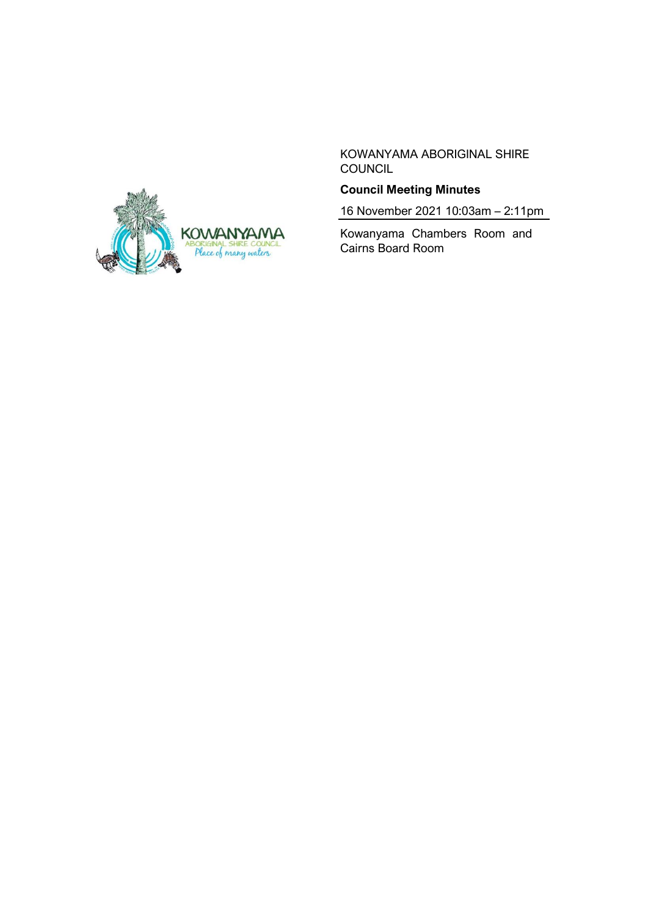KOWANYAMA ABORIGINAL SHIRE COUNCIL

**Council Meeting Minutes**

16 November 2021 10:03am – 2:11pm

Kowanyama Chambers Room and Cairns Board Room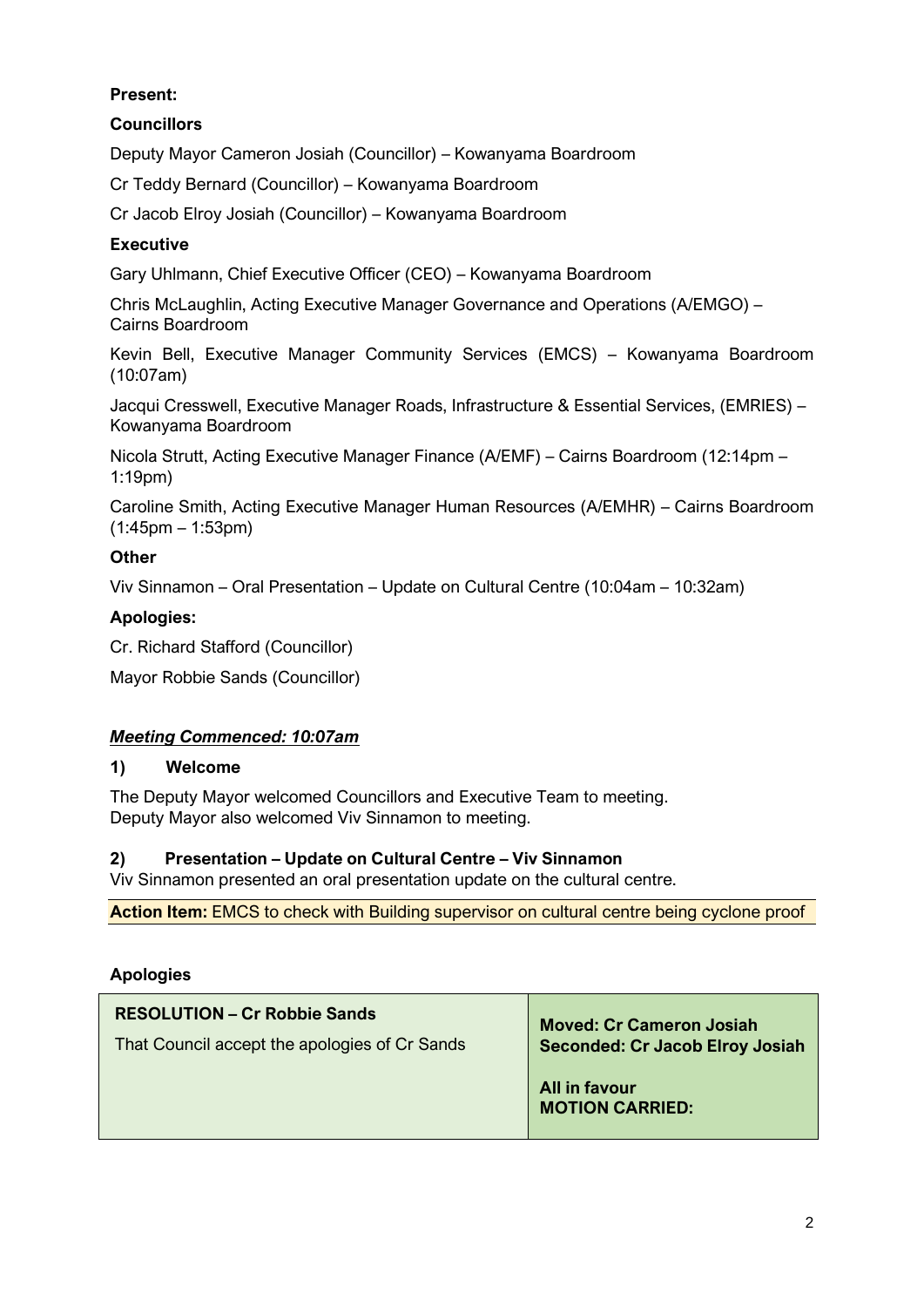**Present:**

**Councillors**

Deputy Mayor Cameron Josiah (Councillor) – Kowanyama Boardroom

Cr Teddy Bernard (Councillor) – Kowanyama Boardroom

Cr Jacob Elroy Josiah (Councillor) – Kowanyama Boardroom

**Executive**

Gary Uhlmann, Chief Executive Officer (CEO) – Kowanyama Boardroom

Chris McLaughlin, Acting Executive Manager Governance and Operations (A/EMGO) – Cairns Boardroom

Kevin Bell, Executive Manager Community Services (EMCS) – Kowanyama Boardroom (10:07am)

Jacqui Cresswell, Executive Manager Roads, Infrastructure & Essential Services, (EMRIES) – Kowanyama Boardroom

Nicola Strutt, Acting Executive Manager Finance (A/EMF) – Cairns Boardroom (12:14pm – 1:19pm)

Caroline Smith, Acting Executive Manager Human Resources (A/EMHR) – Cairns Boardroom (1:45pm – 1:53pm)

**Other**

Viv Sinnamon – Oral Presentation – Update on Cultural Centre (10:04am – 10:32am)

**Apologies:**

Cr. Richard Stafford (Councillor)

Mayor Robbie Sands (Councillor)

***Meeting Commenced: 10:07am***

### 1) Welcome

The Deputy Mayor welcomed Councillors and Executive Team to meeting.
Deputy Mayor also welcomed Viv Sinnamon to meeting.

### 2) Presentation – Update on Cultural Centre – Viv Sinnamon

Viv Sinnamon presented an oral presentation update on the cultural centre.

**Action Item:** EMCS to check with Building supervisor on cultural centre being cyclone proof

**Apologies**

| **RESOLUTION – Cr Robbie Sands**<br><br>That Council accept the apologies of Cr Sands | **Moved: Cr Cameron Josiah**<br>**Seconded: Cr Jacob Elroy Josiah**<br><br>**All in favour**<br>**MOTION CARRIED:** |
|---|---|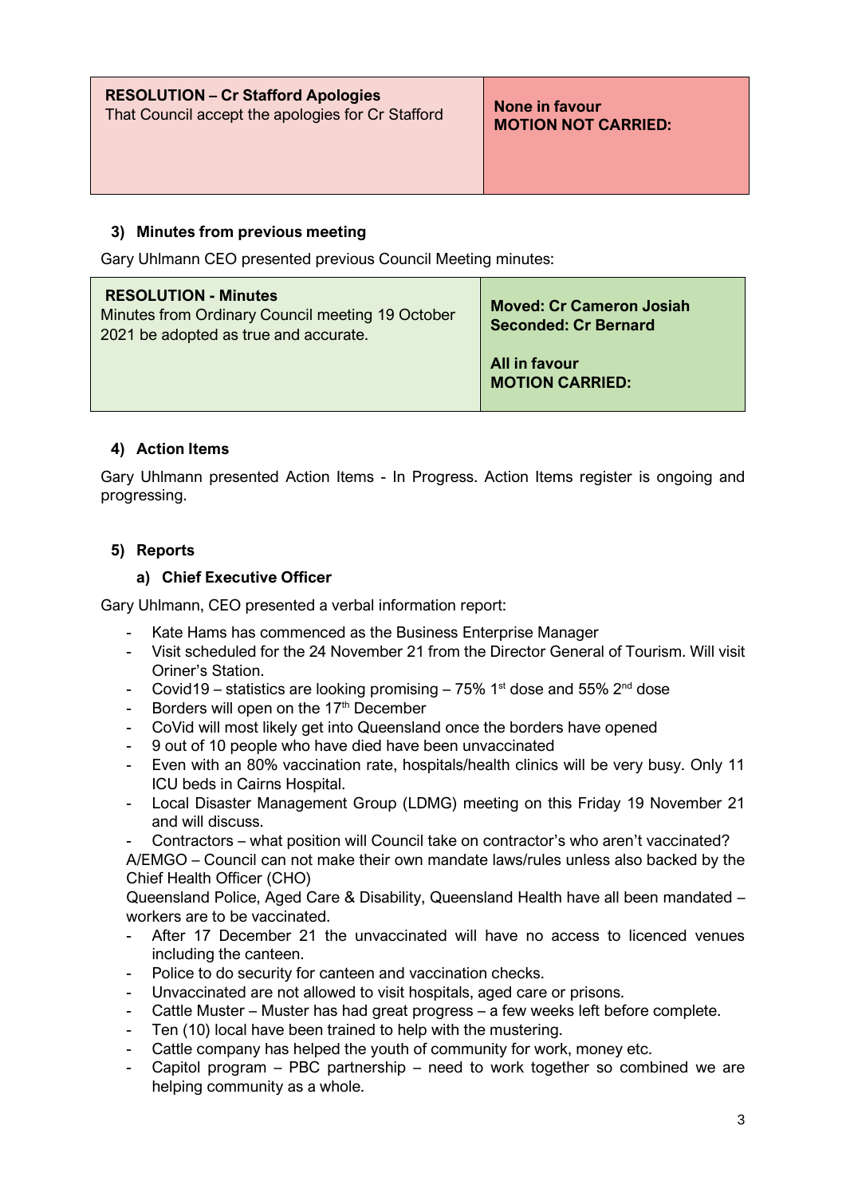| **RESOLUTION – Cr Stafford Apologies**<br>That Council accept the apologies for Cr Stafford | **None in favour**<br>**MOTION NOT CARRIED:** |
|---|---|

### 3) Minutes from previous meeting

Gary Uhlmann CEO presented previous Council Meeting minutes:

| **RESOLUTION - Minutes**<br>Minutes from Ordinary Council meeting 19 October 2021 be adopted as true and accurate. | **Moved: Cr Cameron Josiah**<br>**Seconded: Cr Bernard**<br><br>**All in favour**<br>**MOTION CARRIED:** |
|---|---|

### 4) Action Items

Gary Uhlmann presented Action Items - In Progress. Action Items register is ongoing and progressing.

### 5) Reports

#### a) Chief Executive Officer

Gary Uhlmann, CEO presented a verbal information report:

- Kate Hams has commenced as the Business Enterprise Manager
- Visit scheduled for the 24 November 21 from the Director General of Tourism. Will visit Oriner's Station.
- Covid19 – statistics are looking promising – 75% 1st dose and 55% 2nd dose
- Borders will open on the 17th December
- CoVid will most likely get into Queensland once the borders have opened
- 9 out of 10 people who have died have been unvaccinated
- Even with an 80% vaccination rate, hospitals/health clinics will be very busy. Only 11 ICU beds in Cairns Hospital.
- Local Disaster Management Group (LDMG) meeting on this Friday 19 November 21 and will discuss.
- Contractors – what position will Council take on contractor's who aren't vaccinated?

  A/EMGO – Council can not make their own mandate laws/rules unless also backed by the Chief Health Officer (CHO)

  Queensland Police, Aged Care & Disability, Queensland Health have all been mandated – workers are to be vaccinated.
- After 17 December 21 the unvaccinated will have no access to licenced venues including the canteen.
- Police to do security for canteen and vaccination checks.
- Unvaccinated are not allowed to visit hospitals, aged care or prisons.
- Cattle Muster – Muster has had great progress – a few weeks left before complete.
- Ten (10) local have been trained to help with the mustering.
- Cattle company has helped the youth of community for work, money etc.
- Capitol program – PBC partnership – need to work together so combined we are helping community as a whole.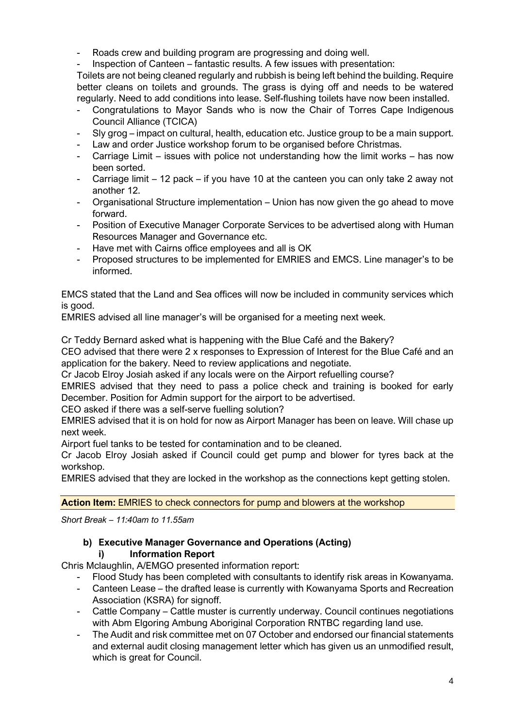- Roads crew and building program are progressing and doing well.
- Inspection of Canteen – fantastic results. A few issues with presentation:

Toilets are not being cleaned regularly and rubbish is being left behind the building. Require better cleans on toilets and grounds. The grass is dying off and needs to be watered regularly. Need to add conditions into lease. Self-flushing toilets have now been installed.

- Congratulations to Mayor Sands who is now the Chair of Torres Cape Indigenous Council Alliance (TCICA)
- Sly grog – impact on cultural, health, education etc. Justice group to be a main support.
- Law and order Justice workshop forum to be organised before Christmas.
- Carriage Limit – issues with police not understanding how the limit works – has now been sorted.
- Carriage limit – 12 pack – if you have 10 at the canteen you can only take 2 away not another 12.
- Organisational Structure implementation – Union has now given the go ahead to move forward.
- Position of Executive Manager Corporate Services to be advertised along with Human Resources Manager and Governance etc.
- Have met with Cairns office employees and all is OK
- Proposed structures to be implemented for EMRIES and EMCS. Line manager's to be informed.

EMCS stated that the Land and Sea offices will now be included in community services which is good.

EMRIES advised all line manager's will be organised for a meeting next week.

Cr Teddy Bernard asked what is happening with the Blue Café and the Bakery?

CEO advised that there were 2 x responses to Expression of Interest for the Blue Café and an application for the bakery. Need to review applications and negotiate.

Cr Jacob Elroy Josiah asked if any locals were on the Airport refuelling course?

EMRIES advised that they need to pass a police check and training is booked for early December. Position for Admin support for the airport to be advertised.

CEO asked if there was a self-serve fuelling solution?

EMRIES advised that it is on hold for now as Airport Manager has been on leave. Will chase up next week.

Airport fuel tanks to be tested for contamination and to be cleaned.

Cr Jacob Elroy Josiah asked if Council could get pump and blower for tyres back at the workshop.

EMRIES advised that they are locked in the workshop as the connections kept getting stolen.

**Action Item:** EMRIES to check connectors for pump and blowers at the workshop

*Short Break – 11:40am to 11.55am*

### b) Executive Manager Governance and Operations (Acting)

#### i) Information Report

Chris Mclaughlin, A/EMGO presented information report:

- Flood Study has been completed with consultants to identify risk areas in Kowanyama.
- Canteen Lease – the drafted lease is currently with Kowanyama Sports and Recreation Association (KSRA) for signoff.
- Cattle Company – Cattle muster is currently underway. Council continues negotiations with Abm Elgoring Ambung Aboriginal Corporation RNTBC regarding land use.
- The Audit and risk committee met on 07 October and endorsed our financial statements and external audit closing management letter which has given us an unmodified result, which is great for Council.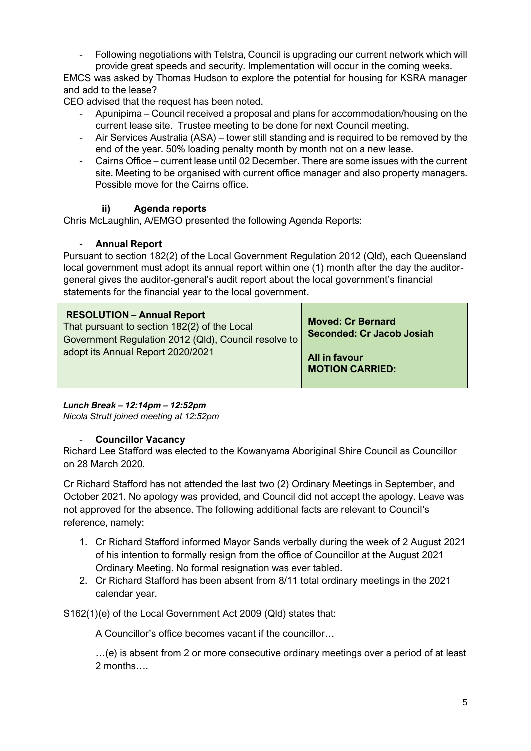- Following negotiations with Telstra, Council is upgrading our current network which will provide great speeds and security. Implementation will occur in the coming weeks.

EMCS was asked by Thomas Hudson to explore the potential for housing for KSRA manager and add to the lease?

CEO advised that the request has been noted.

- Apunipima – Council received a proposal and plans for accommodation/housing on the current lease site. Trustee meeting to be done for next Council meeting.
- Air Services Australia (ASA) – tower still standing and is required to be removed by the end of the year. 50% loading penalty month by month not on a new lease.
- Cairns Office – current lease until 02 December. There are some issues with the current site. Meeting to be organised with current office manager and also property managers. Possible move for the Cairns office.

### ii) Agenda reports

Chris McLaughlin, A/EMGO presented the following Agenda Reports:

- **Annual Report**

Pursuant to section 182(2) of the Local Government Regulation 2012 (Qld), each Queensland local government must adopt its annual report within one (1) month after the day the auditor-general gives the auditor-general's audit report about the local government's financial statements for the financial year to the local government.

| **RESOLUTION – Annual Report**<br>That pursuant to section 182(2) of the Local Government Regulation 2012 (Qld), Council resolve to adopt its Annual Report 2020/2021 | **Moved: Cr Bernard**<br>**Seconded: Cr Jacob Josiah**<br><br>**All in favour**<br>**MOTION CARRIED:** |
|---|---|

***Lunch Break – 12:14pm – 12:52pm***

*Nicola Strutt joined meeting at 12:52pm*

- **Councillor Vacancy**

Richard Lee Stafford was elected to the Kowanyama Aboriginal Shire Council as Councillor on 28 March 2020.

Cr Richard Stafford has not attended the last two (2) Ordinary Meetings in September, and October 2021. No apology was provided, and Council did not accept the apology. Leave was not approved for the absence. The following additional facts are relevant to Council's reference, namely:

1. Cr Richard Stafford informed Mayor Sands verbally during the week of 2 August 2021 of his intention to formally resign from the office of Councillor at the August 2021 Ordinary Meeting. No formal resignation was ever tabled.
2. Cr Richard Stafford has been absent from 8/11 total ordinary meetings in the 2021 calendar year.

S162(1)(e) of the Local Government Act 2009 (Qld) states that:

> A Councillor's office becomes vacant if the councillor…
>
> …(e) is absent from 2 or more consecutive ordinary meetings over a period of at least 2 months….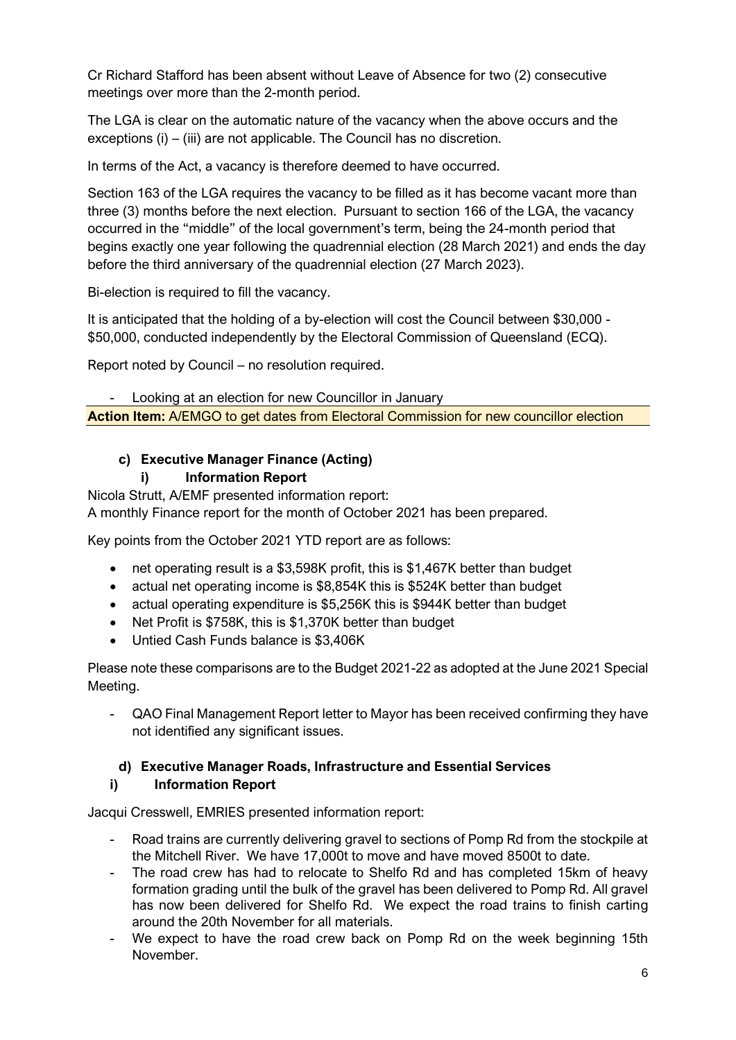Cr Richard Stafford has been absent without Leave of Absence for two (2) consecutive meetings over more than the 2-month period.

The LGA is clear on the automatic nature of the vacancy when the above occurs and the exceptions (i) – (iii) are not applicable. The Council has no discretion.

In terms of the Act, a vacancy is therefore deemed to have occurred.

Section 163 of the LGA requires the vacancy to be filled as it has become vacant more than three (3) months before the next election. Pursuant to section 166 of the LGA, the vacancy occurred in the "middle" of the local government's term, being the 24-month period that begins exactly one year following the quadrennial election (28 March 2021) and ends the day before the third anniversary of the quadrennial election (27 March 2023).

Bi-election is required to fill the vacancy.

It is anticipated that the holding of a by-election will cost the Council between $30,000 - $50,000, conducted independently by the Electoral Commission of Queensland (ECQ).

Report noted by Council – no resolution required.

- Looking at an election for new Councillor in January

**Action Item:** A/EMGO to get dates from Electoral Commission for new councillor election

**c) Executive Manager Finance (Acting)**

**i) Information Report**

Nicola Strutt, A/EMF presented information report:
A monthly Finance report for the month of October 2021 has been prepared.

Key points from the October 2021 YTD report are as follows:

- net operating result is a $3,598K profit, this is $1,467K better than budget
- actual net operating income is $8,854K this is $524K better than budget
- actual operating expenditure is $5,256K this is $944K better than budget
- Net Profit is $758K, this is $1,370K better than budget
- Untied Cash Funds balance is $3,406K

Please note these comparisons are to the Budget 2021-22 as adopted at the June 2021 Special Meeting.

- QAO Final Management Report letter to Mayor has been received confirming they have not identified any significant issues.

**d) Executive Manager Roads, Infrastructure and Essential Services**

**i) Information Report**

Jacqui Cresswell, EMRIES presented information report:

- Road trains are currently delivering gravel to sections of Pomp Rd from the stockpile at the Mitchell River. We have 17,000t to move and have moved 8500t to date.
- The road crew has had to relocate to Shelfo Rd and has completed 15km of heavy formation grading until the bulk of the gravel has been delivered to Pomp Rd. All gravel has now been delivered for Shelfo Rd. We expect the road trains to finish carting around the 20th November for all materials.
- We expect to have the road crew back on Pomp Rd on the week beginning 15th November.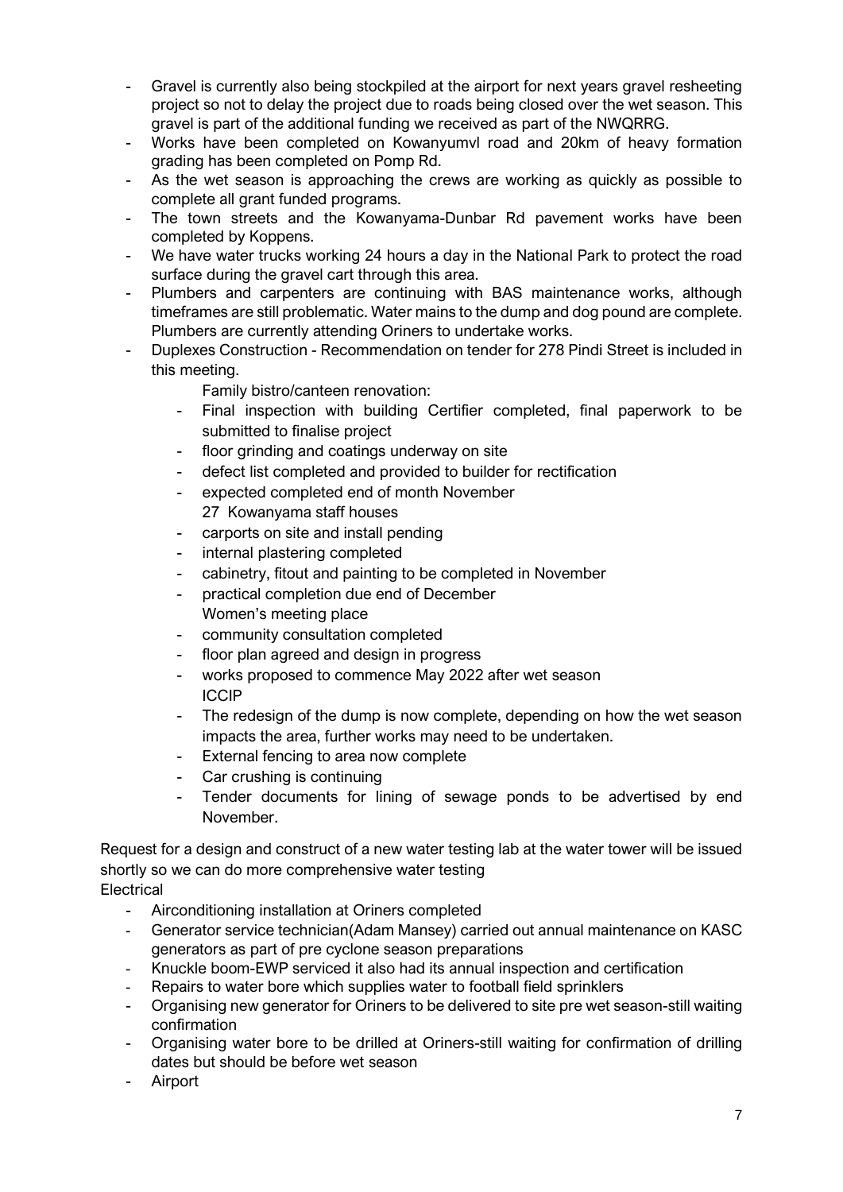- Gravel is currently also being stockpiled at the airport for next years gravel resheeting project so not to delay the project due to roads being closed over the wet season. This gravel is part of the additional funding we received as part of the NWQRRG.
- Works have been completed on Kowanyumvl road and 20km of heavy formation grading has been completed on Pomp Rd.
- As the wet season is approaching the crews are working as quickly as possible to complete all grant funded programs.
- The town streets and the Kowanyama-Dunbar Rd pavement works have been completed by Koppens.
- We have water trucks working 24 hours a day in the National Park to protect the road surface during the gravel cart through this area.
- Plumbers and carpenters are continuing with BAS maintenance works, although timeframes are still problematic. Water mains to the dump and dog pound are complete. Plumbers are currently attending Oriners to undertake works.
- Duplexes Construction - Recommendation on tender for 278 Pindi Street is included in this meeting.

    Family bistro/canteen renovation:
    - Final inspection with building Certifier completed, final paperwork to be submitted to finalise project
    - floor grinding and coatings underway on site
    - defect list completed and provided to builder for rectification
    - expected completed end of month November

    27 Kowanyama staff houses
    - carports on site and install pending
    - internal plastering completed
    - cabinetry, fitout and painting to be completed in November
    - practical completion due end of December

    Women's meeting place
    - community consultation completed
    - floor plan agreed and design in progress
    - works proposed to commence May 2022 after wet season

    ICCIP
    - The redesign of the dump is now complete, depending on how the wet season impacts the area, further works may need to be undertaken.
    - External fencing to area now complete
    - Car crushing is continuing
    - Tender documents for lining of sewage ponds to be advertised by end November.

Request for a design and construct of a new water testing lab at the water tower will be issued shortly so we can do more comprehensive water testing

Electrical

- Airconditioning installation at Oriners completed
- Generator service technician(Adam Mansey) carried out annual maintenance on KASC generators as part of pre cyclone season preparations
- Knuckle boom-EWP serviced it also had its annual inspection and certification
- Repairs to water bore which supplies water to football field sprinklers
- Organising new generator for Oriners to be delivered to site pre wet season-still waiting confirmation
- Organising water bore to be drilled at Oriners-still waiting for confirmation of drilling dates but should be before wet season
- Airport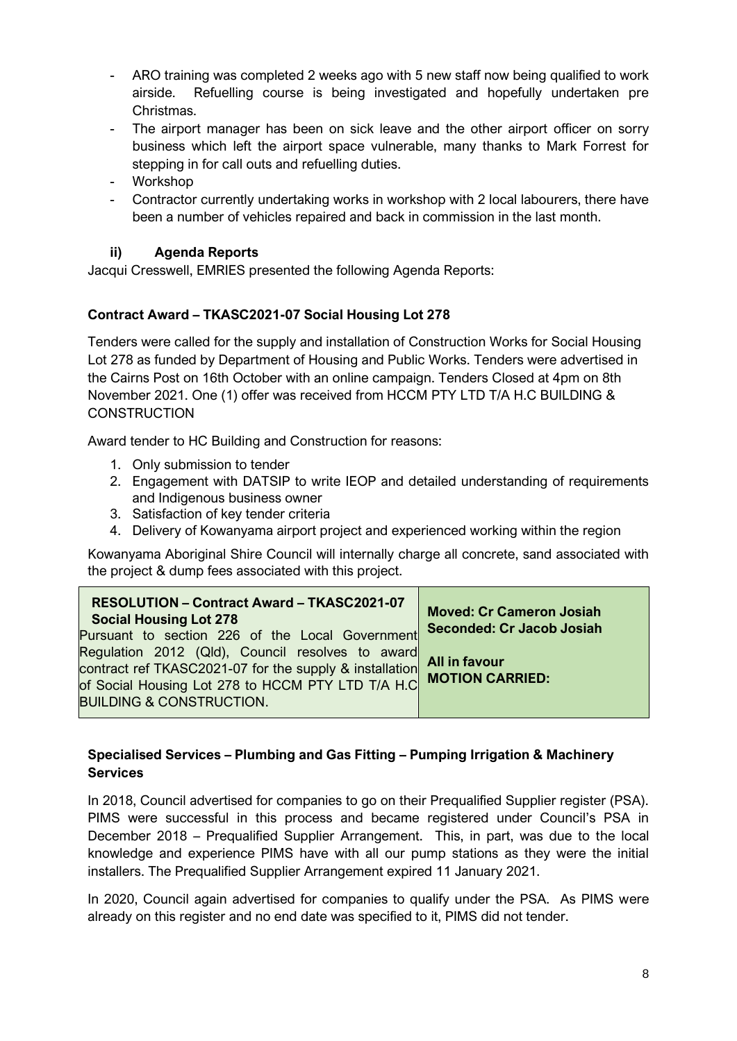- ARO training was completed 2 weeks ago with 5 new staff now being qualified to work airside. Refuelling course is being investigated and hopefully undertaken pre Christmas.
- The airport manager has been on sick leave and the other airport officer on sorry business which left the airport space vulnerable, many thanks to Mark Forrest for stepping in for call outs and refuelling duties.
- Workshop
- Contractor currently undertaking works in workshop with 2 local labourers, there have been a number of vehicles repaired and back in commission in the last month.

### ii) Agenda Reports

Jacqui Cresswell, EMRIES presented the following Agenda Reports:

**Contract Award – TKASC2021-07 Social Housing Lot 278**

Tenders were called for the supply and installation of Construction Works for Social Housing Lot 278 as funded by Department of Housing and Public Works. Tenders were advertised in the Cairns Post on 16th October with an online campaign. Tenders Closed at 4pm on 8th November 2021. One (1) offer was received from HCCM PTY LTD T/A H.C BUILDING & CONSTRUCTION

Award tender to HC Building and Construction for reasons:

1. Only submission to tender
2. Engagement with DATSIP to write IEOP and detailed understanding of requirements and Indigenous business owner
3. Satisfaction of key tender criteria
4. Delivery of Kowanyama airport project and experienced working within the region

Kowanyama Aboriginal Shire Council will internally charge all concrete, sand associated with the project & dump fees associated with this project.

| **RESOLUTION – Contract Award – TKASC2021-07 Social Housing Lot 278**<br>Pursuant to section 226 of the Local Government Regulation 2012 (Qld), Council resolves to award contract ref TKASC2021-07 for the supply & installation of Social Housing Lot 278 to HCCM PTY LTD T/A H.C BUILDING & CONSTRUCTION. | **Moved: Cr Cameron Josiah**<br>**Seconded: Cr Jacob Josiah**<br><br>**All in favour**<br>**MOTION CARRIED:** |
|---|---|

**Specialised Services – Plumbing and Gas Fitting – Pumping Irrigation & Machinery Services**

In 2018, Council advertised for companies to go on their Prequalified Supplier register (PSA). PIMS were successful in this process and became registered under Council's PSA in December 2018 – Prequalified Supplier Arrangement. This, in part, was due to the local knowledge and experience PIMS have with all our pump stations as they were the initial installers. The Prequalified Supplier Arrangement expired 11 January 2021.

In 2020, Council again advertised for companies to qualify under the PSA. As PIMS were already on this register and no end date was specified to it, PIMS did not tender.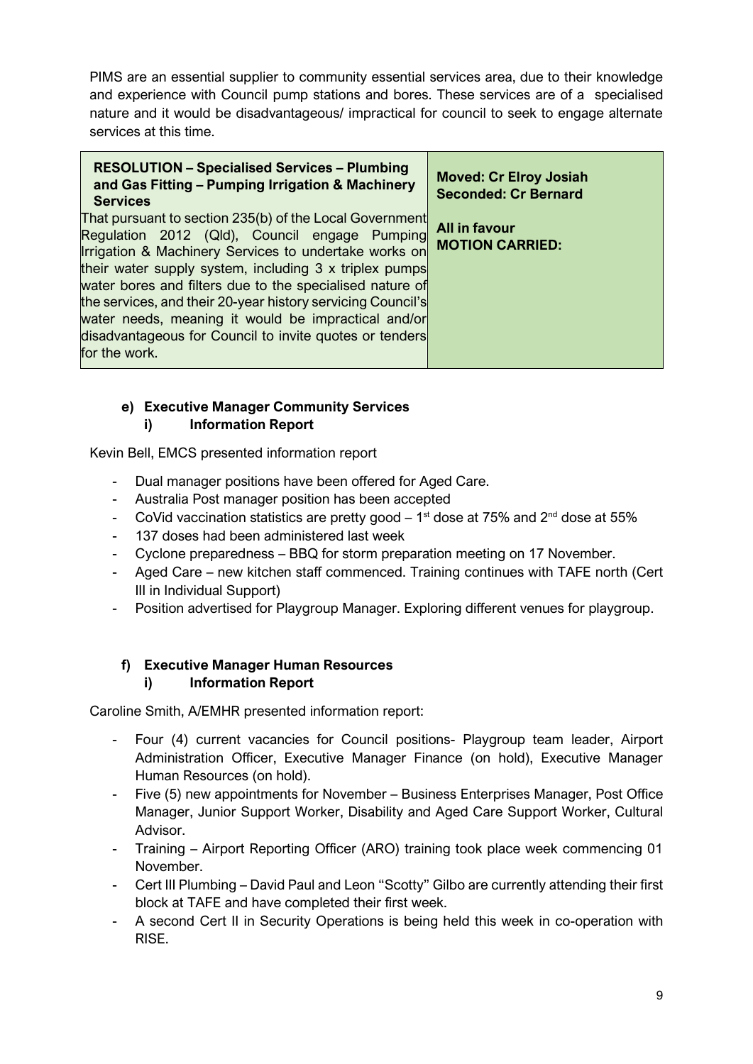PIMS are an essential supplier to community essential services area, due to their knowledge and experience with Council pump stations and bores. These services are of a specialised nature and it would be disadvantageous/ impractical for council to seek to engage alternate services at this time.

| **RESOLUTION – Specialised Services – Plumbing and Gas Fitting – Pumping Irrigation & Machinery Services** That pursuant to section 235(b) of the Local Government Regulation 2012 (Qld), Council engage Pumping Irrigation & Machinery Services to undertake works on their water supply system, including 3 x triplex pumps water bores and filters due to the specialised nature of the services, and their 20-year history servicing Council's water needs, meaning it would be impractical and/or disadvantageous for Council to invite quotes or tenders for the work. | **Moved: Cr Elroy Josiah** **Seconded: Cr Bernard** **All in favour** **MOTION CARRIED:** |
|---|---|

**e) Executive Manager Community Services**
**i) Information Report**

Kevin Bell, EMCS presented information report

- Dual manager positions have been offered for Aged Care.
- Australia Post manager position has been accepted
- CoVid vaccination statistics are pretty good – 1st dose at 75% and 2nd dose at 55%
- 137 doses had been administered last week
- Cyclone preparedness – BBQ for storm preparation meeting on 17 November.
- Aged Care – new kitchen staff commenced. Training continues with TAFE north (Cert III in Individual Support)
- Position advertised for Playgroup Manager. Exploring different venues for playgroup.

**f) Executive Manager Human Resources**
**i) Information Report**

Caroline Smith, A/EMHR presented information report:

- Four (4) current vacancies for Council positions- Playgroup team leader, Airport Administration Officer, Executive Manager Finance (on hold), Executive Manager Human Resources (on hold).
- Five (5) new appointments for November – Business Enterprises Manager, Post Office Manager, Junior Support Worker, Disability and Aged Care Support Worker, Cultural Advisor.
- Training – Airport Reporting Officer (ARO) training took place week commencing 01 November.
- Cert III Plumbing – David Paul and Leon "Scotty" Gilbo are currently attending their first block at TAFE and have completed their first week.
- A second Cert II in Security Operations is being held this week in co-operation with RISE.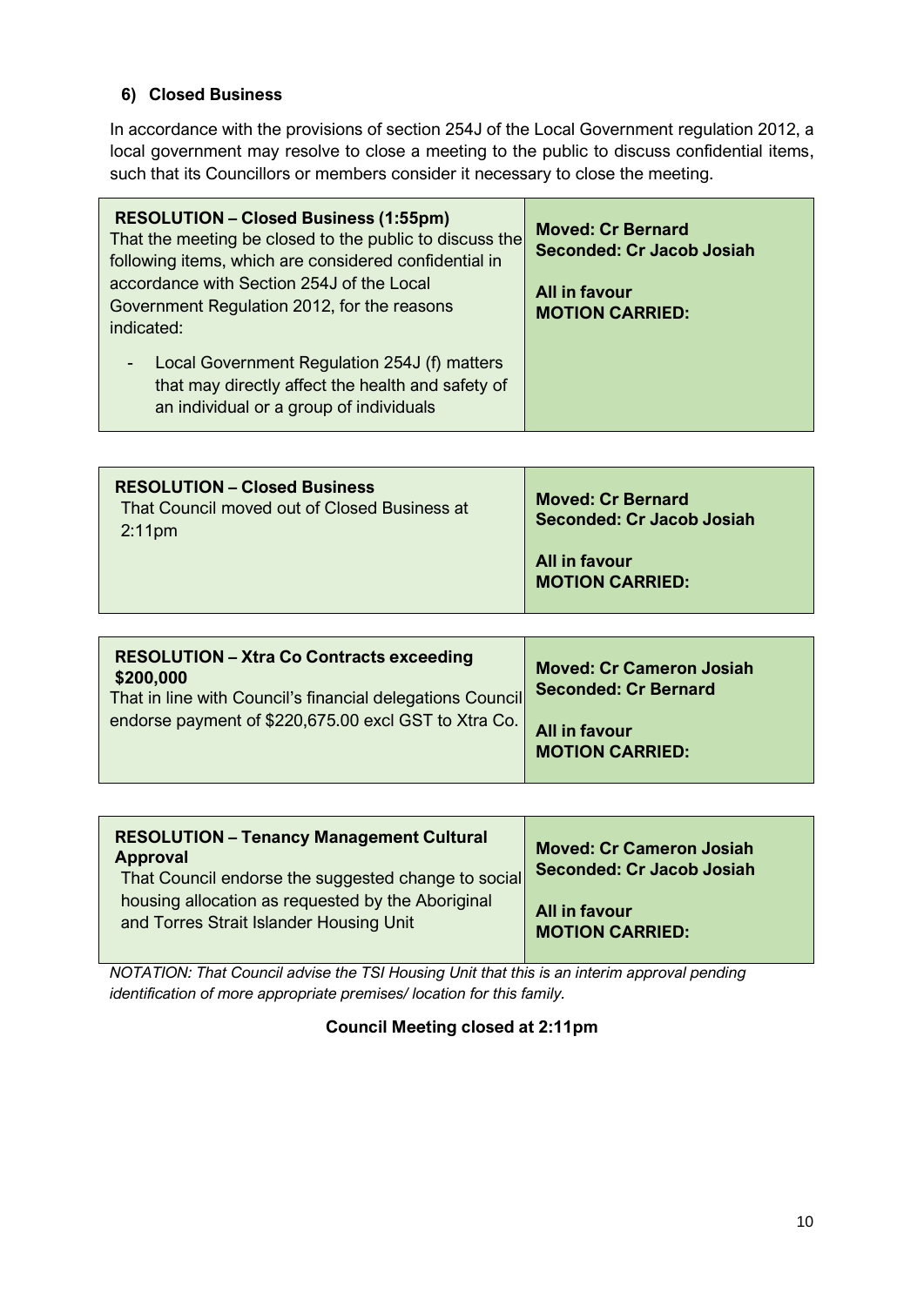### 6) Closed Business

In accordance with the provisions of section 254J of the Local Government regulation 2012, a local government may resolve to close a meeting to the public to discuss confidential items, such that its Councillors or members consider it necessary to close the meeting.

| **RESOLUTION – Closed Business (1:55pm)**<br>That the meeting be closed to the public to discuss the following items, which are considered confidential in accordance with Section 254J of the Local Government Regulation 2012, for the reasons indicated:<br>- Local Government Regulation 254J (f) matters that may directly affect the health and safety of an individual or a group of individuals | **Moved: Cr Bernard**<br>**Seconded: Cr Jacob Josiah**<br><br>**All in favour**<br>**MOTION CARRIED:** |
|---|---|

| **RESOLUTION – Closed Business**<br>That Council moved out of Closed Business at 2:11pm | **Moved: Cr Bernard**<br>**Seconded: Cr Jacob Josiah**<br><br>**All in favour**<br>**MOTION CARRIED:** |
|---|---|

| **RESOLUTION – Xtra Co Contracts exceeding $200,000**<br>That in line with Council's financial delegations Council endorse payment of $220,675.00 excl GST to Xtra Co. | **Moved: Cr Cameron Josiah**<br>**Seconded: Cr Bernard**<br><br>**All in favour**<br>**MOTION CARRIED:** |
|---|---|

| **RESOLUTION – Tenancy Management Cultural Approval**<br>That Council endorse the suggested change to social housing allocation as requested by the Aboriginal and Torres Strait Islander Housing Unit | **Moved: Cr Cameron Josiah**<br>**Seconded: Cr Jacob Josiah**<br><br>**All in favour**<br>**MOTION CARRIED:** |
|---|---|

*NOTATION: That Council advise the TSI Housing Unit that this is an interim approval pending identification of more appropriate premises/ location for this family.*

**Council Meeting closed at 2:11pm**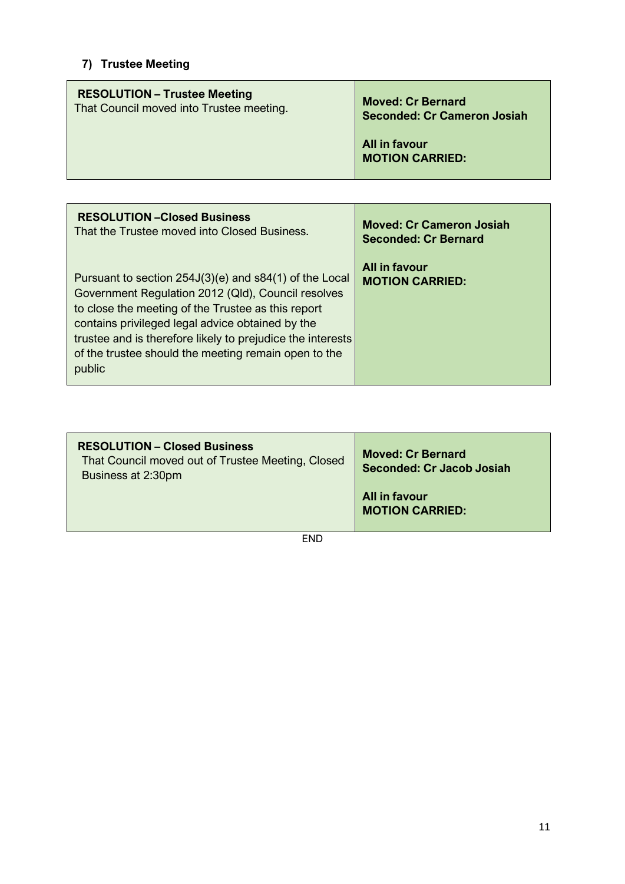### 7) Trustee Meeting

| | |
|---|---|
| **RESOLUTION – Trustee Meeting**<br>That Council moved into Trustee meeting. | **Moved: Cr Bernard**<br>**Seconded: Cr Cameron Josiah**<br><br>**All in favour**<br>**MOTION CARRIED:** |

| | |
|---|---|
| **RESOLUTION –Closed Business**<br>That the Trustee moved into Closed Business.<br><br>Pursuant to section 254J(3)(e) and s84(1) of the Local Government Regulation 2012 (Qld), Council resolves to close the meeting of the Trustee as this report contains privileged legal advice obtained by the trustee and is therefore likely to prejudice the interests of the trustee should the meeting remain open to the public | **Moved: Cr Cameron Josiah**<br>**Seconded: Cr Bernard**<br><br>**All in favour**<br>**MOTION CARRIED:** |

| | |
|---|---|
| **RESOLUTION – Closed Business**<br>That Council moved out of Trustee Meeting, Closed Business at 2:30pm | **Moved: Cr Bernard**<br>**Seconded: Cr Jacob Josiah**<br><br>**All in favour**<br>**MOTION CARRIED:** |

END